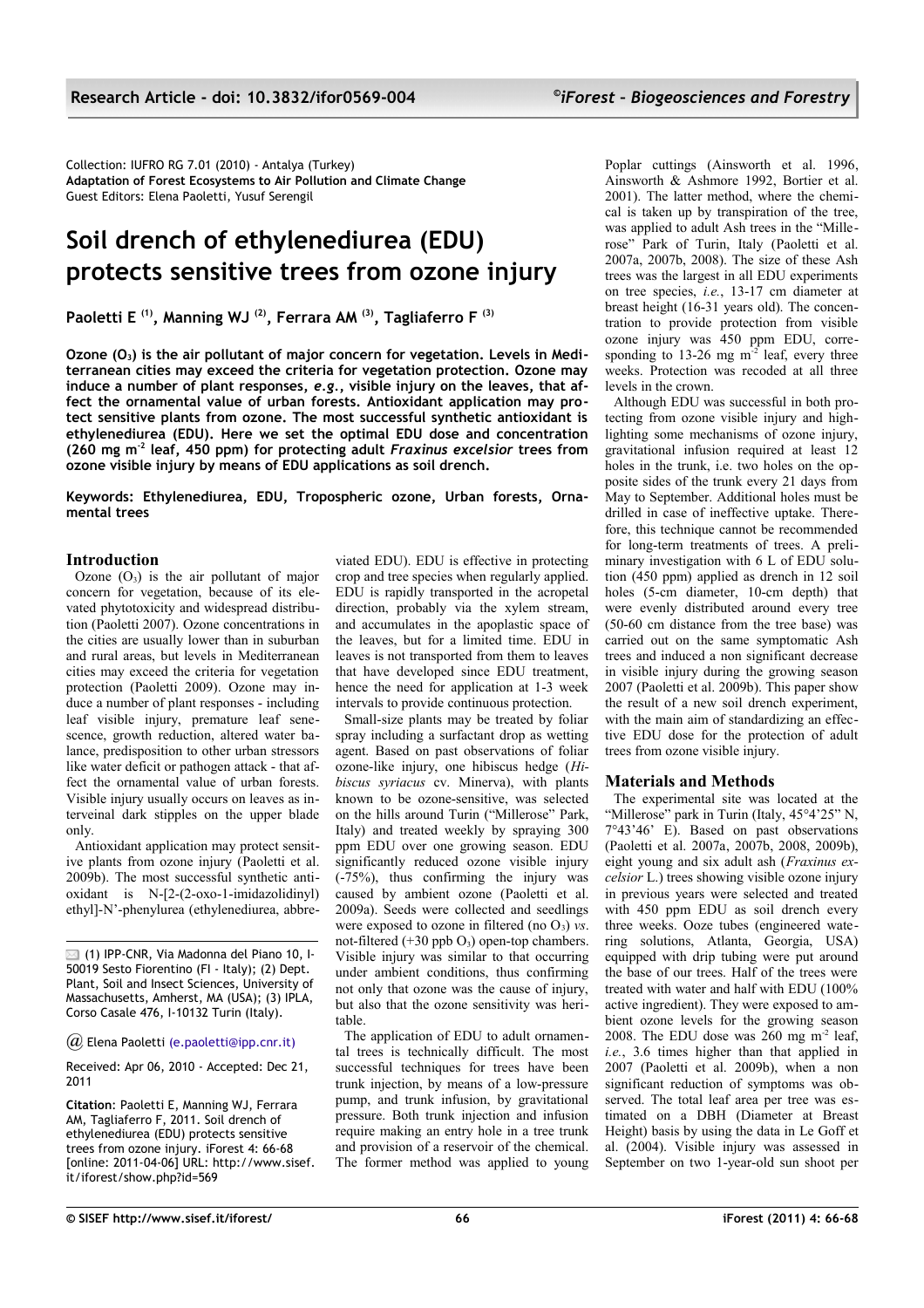Collection: IUFRO RG 7.01 (2010) - Antalya (Turkey)
**Adaptation of Forest Ecosystems to Air Pollution and Climate Change**
Guest Editors: Elena Paoletti, Yusuf Serengil

# Soil drench of ethylenediurea (EDU) protects sensitive trees from ozone injury

**Paoletti E [(1)], Manning WJ [(2)], Ferrara AM [(3)], Tagliaferro F [(3)]**

**Ozone ($O_3$) is the air pollutant of major concern for vegetation. Levels in Mediterranean cities may exceed the criteria for vegetation protection. Ozone may induce a number of plant responses, *e.g.*, visible injury on the leaves, that affect the ornamental value of urban forests. Antioxidant application may protect sensitive plants from ozone. The most successful synthetic antioxidant is ethylenediurea (EDU). Here we set the optimal EDU dose and concentration (260 mg $m^{-2}$ leaf, 450 ppm) for protecting adult *Fraxinus excelsior* trees from ozone visible injury by means of EDU applications as soil drench.**

**Keywords: Ethylenediurea, EDU, Tropospheric ozone, Urban forests, Ornamental trees**

## Introduction

Ozone ($O_3$) is the air pollutant of major concern for vegetation, because of its elevated phytotoxicity and widespread distribution (Paoletti 2007). Ozone concentrations in the cities are usually lower than in suburban and rural areas, but levels in Mediterranean cities may exceed the criteria for vegetation protection (Paoletti 2009). Ozone may induce a number of plant responses - including leaf visible injury, premature leaf senescence, growth reduction, altered water balance, predisposition to other urban stressors like water deficit or pathogen attack - that affect the ornamental value of urban forests. Visible injury usually occurs on leaves as interveinal dark stipples on the upper blade only.

Antioxidant application may protect sensitive plants from ozone injury (Paoletti et al. 2009b). The most successful synthetic antioxidant is N-[2-(2-oxo-1-imidazolidinyl) ethyl]-N'-phenylurea (ethylenediurea, abbreviated EDU). EDU is effective in protecting crop and tree species when regularly applied. EDU is rapidly transported in the acropetal direction, probably via the xylem stream, and accumulates in the apoplastic space of the leaves, but for a limited time. EDU in leaves is not transported from them to leaves that have developed since EDU treatment, hence the need for application at 1-3 week intervals to provide continuous protection.

Small-size plants may be treated by foliar spray including a surfactant drop as wetting agent. Based on past observations of foliar ozone-like injury, one hibiscus hedge (*Hibiscus syriacus* cv. Minerva), with plants known to be ozone-sensitive, was selected on the hills around Turin ("Millerose" Park, Italy) and treated weekly by spraying 300 ppm EDU over one growing season. EDU significantly reduced ozone visible injury (-75%), thus confirming the injury was caused by ambient ozone (Paoletti et al. 2009a). Seeds were collected and seedlings were exposed to ozone in filtered (no $O_3$) *vs*. not-filtered (+30 ppb $O_3$) open-top chambers. Visible injury was similar to that occurring under ambient conditions, thus confirming not only that ozone was the cause of injury, but also that the ozone sensitivity was heritable.

The application of EDU to adult ornamental trees is technically difficult. The most successful techniques for trees have been trunk injection, by means of a low-pressure pump, and trunk infusion, by gravitational pressure. Both trunk injection and infusion require making an entry hole in a tree trunk and provision of a reservoir of the chemical. The former method was applied to young Poplar cuttings (Ainsworth et al. 1996, Ainsworth & Ashmore 1992, Bortier et al. 2001). The latter method, where the chemical is taken up by transpiration of the tree, was applied to adult Ash trees in the "Millerose" Park of Turin, Italy (Paoletti et al. 2007a, 2007b, 2008). The size of these Ash trees was the largest in all EDU experiments on tree species, *i.e.*, 13-17 cm diameter at breast height (16-31 years old). The concentration to provide protection from visible ozone injury was 450 ppm EDU, corresponding to 13-26 mg $m^{-2}$ leaf, every three weeks. Protection was recoded at all three levels in the crown.

Although EDU was successful in both protecting from ozone visible injury and highlighting some mechanisms of ozone injury, gravitational infusion required at least 12 holes in the trunk, i.e. two holes on the opposite sides of the trunk every 21 days from May to September. Additional holes must be drilled in case of ineffective uptake. Therefore, this technique cannot be recommended for long-term treatments of trees. A preliminary investigation with 6 L of EDU solution (450 ppm) applied as drench in 12 soil holes (5-cm diameter, 10-cm depth) that were evenly distributed around every tree (50-60 cm distance from the tree base) was carried out on the same symptomatic Ash trees and induced a non significant decrease in visible injury during the growing season 2007 (Paoletti et al. 2009b). This paper show the result of a new soil drench experiment, with the main aim of standardizing an effective EDU dose for the protection of adult trees from ozone visible injury.

## Materials and Methods

The experimental site was located at the "Millerose" park in Turin (Italy, 45°4'25" N, 7°43'46' E). Based on past observations (Paoletti et al. 2007a, 2007b, 2008, 2009b), eight young and six adult ash (*Fraxinus excelsior* L.) trees showing visible ozone injury in previous years were selected and treated with 450 ppm EDU as soil drench every three weeks. Ooze tubes (engineered watering solutions, Atlanta, Georgia, USA) equipped with drip tubing were put around the base of our trees. Half of the trees were treated with water and half with EDU (100% active ingredient). They were exposed to ambient ozone levels for the growing season 2008. The EDU dose was 260 mg $m^{-2}$ leaf, *i.e.*, 3.6 times higher than that applied in 2007 (Paoletti et al. 2009b), when a non significant reduction of symptoms was observed. The total leaf area per tree was estimated on a DBH (Diameter at Breast Height) basis by using the data in Le Goff et al. (2004). Visible injury was assessed in September on two 1-year-old sun shoot per

---

(1) IPP-CNR, Via Madonna del Piano 10, I-50019 Sesto Fiorentino (FI - Italy); (2) Dept. Plant, Soil and Insect Sciences, University of Massachusetts, Amherst, MA (USA); (3) IPLA, Corso Casale 476, I-10132 Turin (Italy).

@ Elena Paoletti (e.paoletti@ipp.cnr.it)

Received: Apr 06, 2010 - Accepted: Dec 21, 2011

**Citation**: Paoletti E, Manning WJ, Ferrara AM, Tagliaferro F, 2011. Soil drench of ethylenediurea (EDU) protects sensitive trees from ozone injury. iForest 4: 66-68 [online: 2011-04-06] URL: http://www.sisef.it/iforest/show.php?id=569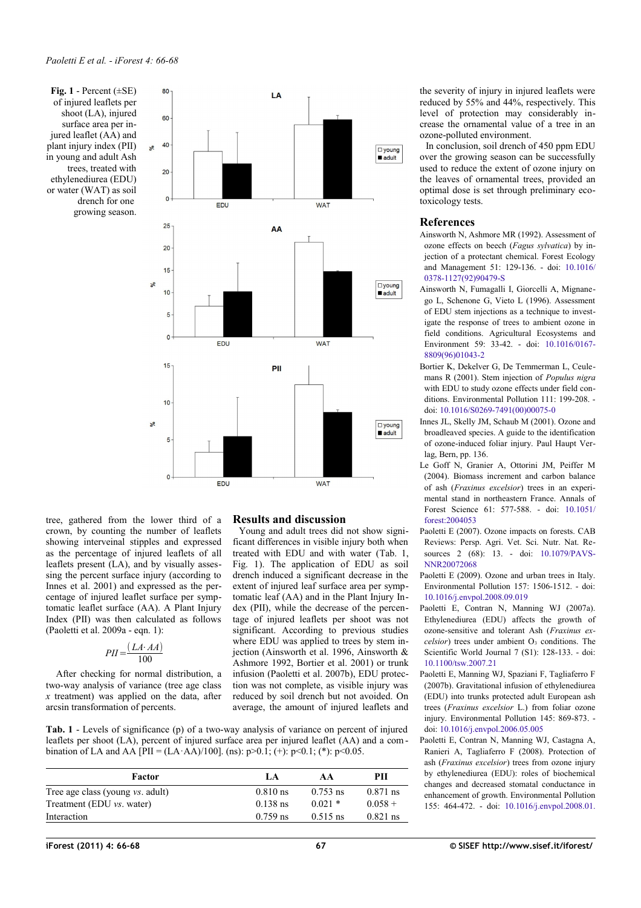**Fig. 1** - Percent (±SE) of injured leaflets per shoot (LA), injured surface area per injured leaflet (AA) and plant injury index (PII) in young and adult Ash trees, treated with ethylenediurea (EDU) or water (WAT) as soil drench for one growing season.

tree, gathered from the lower third of a crown, by counting the number of leaflets showing interveinal stipples and expressed as the percentage of injured leaflets of all leaflets present (LA), and by visually assessing the percent surface injury (according to Innes et al. 2001) and expressed as the percentage of injured leaflet surface per symptomatic leaflet surface (AA). A Plant Injury Index (PII) was then calculated as follows (Paoletti et al. 2009a - eqn. 1):

$$PII = \frac{(LA \cdot AA)}{100}$$

After checking for normal distribution, a two-way analysis of variance (tree age class x treatment) was applied on the data, after arcsin transformation of percents.

## Results and discussion

Young and adult trees did not show significant differences in visible injury both when treated with EDU and with water (Tab. 1, Fig. 1). The application of EDU as soil drench induced a significant decrease in the extent of injured leaf surface area per symptomatic leaf (AA) and in the Plant Injury Index (PII), while the decrease of the percentage of injured leaflets per shoot was not significant. According to previous studies where EDU was applied to trees by stem injection (Ainsworth et al. 1996, Ainsworth & Ashmore 1992, Bortier et al. 2001) or trunk infusion (Paoletti et al. 2007b), EDU protection was not complete, as visible injury was reduced by soil drench but not avoided. On average, the amount of injured leaflets and the severity of injury in injured leaflets were reduced by 55% and 44%, respectively. This level of protection may considerably increase the ornamental value of a tree in an ozone-polluted environment.

In conclusion, soil drench of 450 ppm EDU over the growing season can be successfully used to reduce the extent of ozone injury on the leaves of ornamental trees, provided an optimal dose is set through preliminary ecotoxicology tests.

**Tab. 1** - Levels of significance (p) of a two-way analysis of variance on percent of injured leaflets per shoot (LA), percent of injured surface area per injured leaflet (AA) and a combination of LA and AA [PII = (LA·AA)/100]. (ns): p>0.1; (+): p<0.1; (*): p<0.05.

| Factor | LA | AA | PII |
|---|---|---|---|
| Tree age class (young *vs*. adult) | 0.810 ns | 0.753 ns | 0.871 ns |
| Treatment (EDU *vs*. water) | 0.138 ns | 0.021 * | 0.058 + |
| Interaction | 0.759 ns | 0.515 ns | 0.821 ns |

## References

Ainsworth N, Ashmore MR (1992). Assessment of ozone effects on beech (*Fagus sylvatica*) by injection of a protectant chemical. Forest Ecology and Management 51: 129-136. - doi: 10.1016/0378-1127(92)90479-S

Ainsworth N, Fumagalli I, Giorcelli A, Mignanego L, Schenone G, Vieto L (1996). Assessment of EDU stem injections as a technique to investigate the response of trees to ambient ozone in field conditions. Agricultural Ecosystems and Environment 59: 33-42. - doi: 10.1016/0167-8809(96)01043-2

Bortier K, Dekelver G, De Temmerman L, Ceulemans R (2001). Stem injection of *Populus nigra* with EDU to study ozone effects under field conditions. Environmental Pollution 111: 199-208. - doi: 10.1016/S0269-7491(00)00075-0

Innes JL, Skelly JM, Schaub M (2001). Ozone and broadleaved species. A guide to the identification of ozone-induced foliar injury. Paul Haupt Verlag, Bern, pp. 136.

Le Goff N, Granier A, Ottorini JM, Peiffer M (2004). Biomass increment and carbon balance of ash (*Fraxinus excelsior*) trees in an experimental stand in northeastern France. Annals of Forest Science 61: 577-588. - doi: 10.1051/forest:2004053

Paoletti E (2007). Ozone impacts on forests. CAB Reviews: Persp. Agri. Vet. Sci. Nutr. Nat. Resources 2 (68): 13. - doi: 10.1079/PAVSNNR20072068

Paoletti E (2009). Ozone and urban trees in Italy. Environmental Pollution 157: 1506-1512. - doi: 10.1016/j.envpol.2008.09.019

Paoletti E, Contran N, Manning WJ (2007a). Ethylenediurea (EDU) affects the growth of ozone-sensitive and tolerant Ash (*Fraxinus excelsior*) trees under ambient $O_3$ conditions. The Scientific World Journal 7 (S1): 128-133. - doi: 10.1100/tsw.2007.21

Paoletti E, Manning WJ, Spaziani F, Tagliaferro F (2007b). Gravitational infusion of ethylenediurea (EDU) into trunks protected adult European ash trees (*Fraxinus excelsior* L.) from foliar ozone injury. Environmental Pollution 145: 869-873. - doi: 10.1016/j.envpol.2006.05.005

Paoletti E, Contran N, Manning WJ, Castagna A, Ranieri A, Tagliaferro F (2008). Protection of ash (*Fraxinus excelsior*) trees from ozone injury by ethylenediurea (EDU): roles of biochemical changes and decreased stomatal conductance in enhancement of growth. Environmental Pollution 155: 464-472. - doi: 10.1016/j.envpol.2008.01.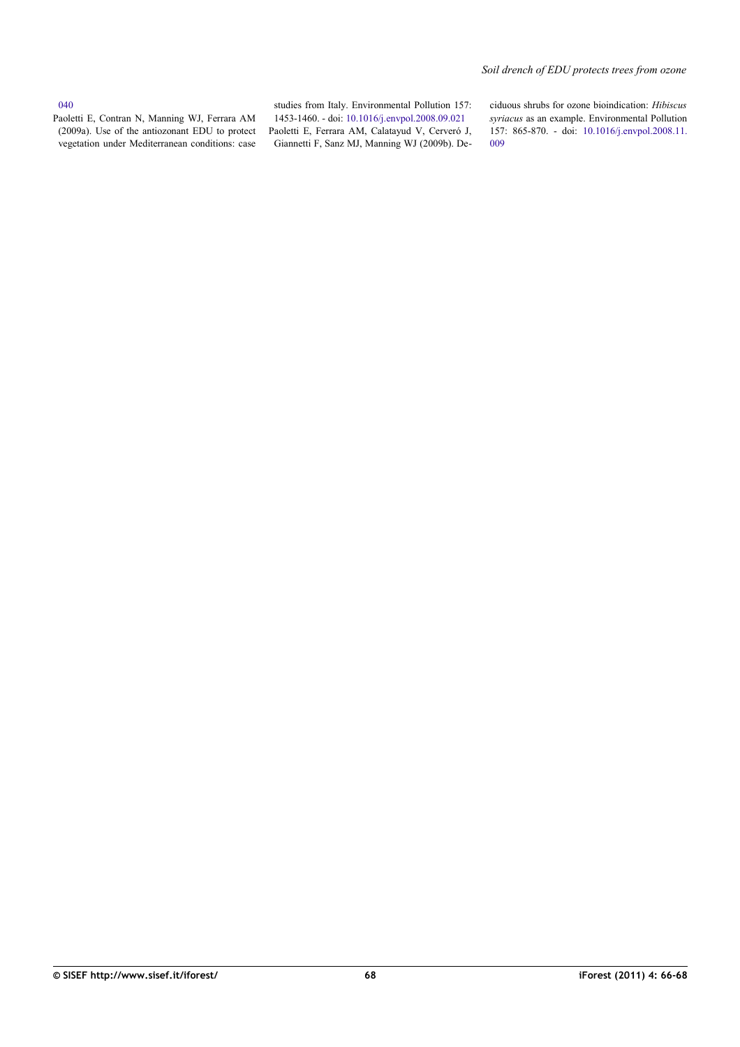040

Paoletti E, Contran N, Manning WJ, Ferrara AM (2009a). Use of the antiozonant EDU to protect vegetation under Mediterranean conditions: case studies from Italy. Environmental Pollution 157: 1453-1460. - doi: 10.1016/j.envpol.2008.09.021

Paoletti E, Ferrara AM, Calatayud V, Cerveró J, Giannetti F, Sanz MJ, Manning WJ (2009b). Deciduous shrubs for ozone bioindication: *Hibiscus syriacus* as an example. Environmental Pollution 157: 865-870. - doi: 10.1016/j.envpol.2008.11.009